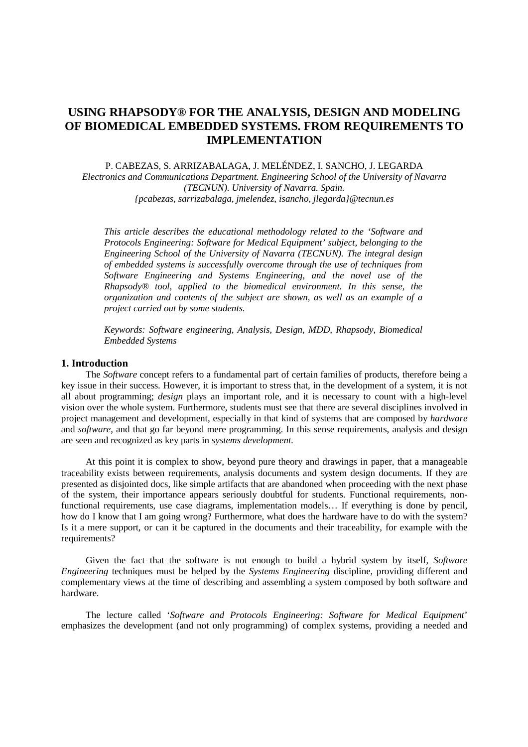# USING RHAPSODY® FOR THE ANALYSIS, DESIGN AND MODELING OF BIOMEDICAL EMBEDDED SYSTEMS. FROM REQUIREMENTS TO IMPLEMENTATION

P. CABEZAS, S. ARRIZABALAGA, J. MELÉNDEZ, I. SANCHO, J. LEGARDA

*Electronics and Communications Department. Engineering School of the University of Navarra (TECNUN). University of Navarra. Spain.*
*{pcabezas, sarrizabalaga, jmelendez, isancho, jlegarda}@tecnun.es*

*This article describes the educational methodology related to the 'Software and Protocols Engineering: Software for Medical Equipment' subject, belonging to the Engineering School of the University of Navarra (TECNUN). The integral design of embedded systems is successfully overcome through the use of techniques from Software Engineering and Systems Engineering, and the novel use of the Rhapsody® tool, applied to the biomedical environment. In this sense, the organization and contents of the subject are shown, as well as an example of a project carried out by some students.*

*Keywords: Software engineering, Analysis, Design, MDD, Rhapsody, Biomedical Embedded Systems*

## 1. Introduction

The *Software* concept refers to a fundamental part of certain families of products, therefore being a key issue in their success. However, it is important to stress that, in the development of a system, it is not all about programming; *design* plays an important role, and it is necessary to count with a high-level vision over the whole system. Furthermore, students must see that there are several disciplines involved in project management and development, especially in that kind of systems that are composed by *hardware* and *software*, and that go far beyond mere programming. In this sense requirements, analysis and design are seen and recognized as key parts in *systems development*.

At this point it is complex to show, beyond pure theory and drawings in paper, that a manageable traceability exists between requirements, analysis documents and system design documents. If they are presented as disjointed docs, like simple artifacts that are abandoned when proceeding with the next phase of the system, their importance appears seriously doubtful for students. Functional requirements, non-functional requirements, use case diagrams, implementation models… If everything is done by pencil, how do I know that I am going wrong? Furthermore, what does the hardware have to do with the system? Is it a mere support, or can it be captured in the documents and their traceability, for example with the requirements?

Given the fact that the software is not enough to build a hybrid system by itself, *Software Engineering* techniques must be helped by the *Systems Engineering* discipline, providing different and complementary views at the time of describing and assembling a system composed by both software and hardware.

The lecture called '*Software and Protocols Engineering: Software for Medical Equipment*' emphasizes the development (and not only programming) of complex systems, providing a needed and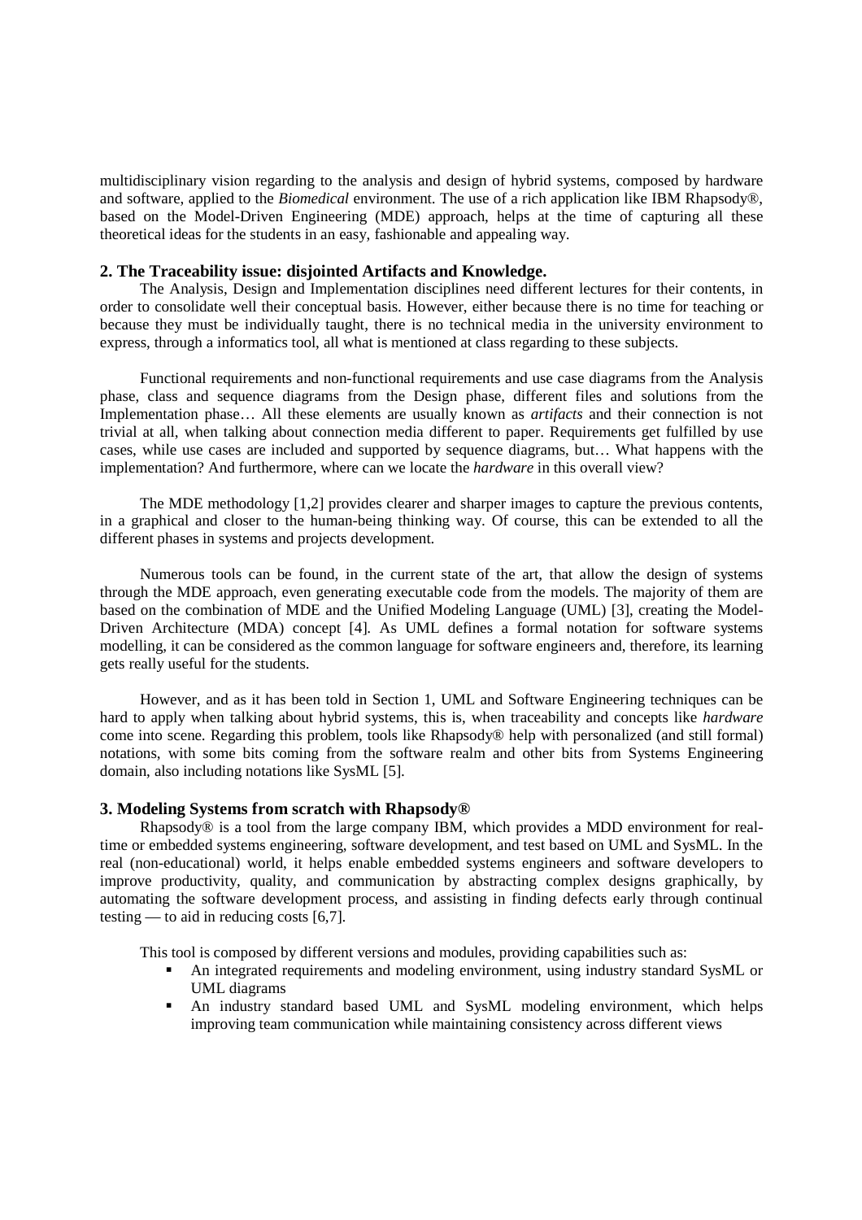multidisciplinary vision regarding to the analysis and design of hybrid systems, composed by hardware and software, applied to the *Biomedical* environment. The use of a rich application like IBM Rhapsody®, based on the Model-Driven Engineering (MDE) approach, helps at the time of capturing all these theoretical ideas for the students in an easy, fashionable and appealing way.

## 2. The Traceability issue: disjointed Artifacts and Knowledge.

The Analysis, Design and Implementation disciplines need different lectures for their contents, in order to consolidate well their conceptual basis. However, either because there is no time for teaching or because they must be individually taught, there is no technical media in the university environment to express, through a informatics tool, all what is mentioned at class regarding to these subjects.

Functional requirements and non-functional requirements and use case diagrams from the Analysis phase, class and sequence diagrams from the Design phase, different files and solutions from the Implementation phase… All these elements are usually known as *artifacts* and their connection is not trivial at all, when talking about connection media different to paper. Requirements get fulfilled by use cases, while use cases are included and supported by sequence diagrams, but… What happens with the implementation? And furthermore, where can we locate the *hardware* in this overall view?

The MDE methodology [1,2] provides clearer and sharper images to capture the previous contents, in a graphical and closer to the human-being thinking way. Of course, this can be extended to all the different phases in systems and projects development.

Numerous tools can be found, in the current state of the art, that allow the design of systems through the MDE approach, even generating executable code from the models. The majority of them are based on the combination of MDE and the Unified Modeling Language (UML) [3], creating the Model-Driven Architecture (MDA) concept [4]. As UML defines a formal notation for software systems modelling, it can be considered as the common language for software engineers and, therefore, its learning gets really useful for the students.

However, and as it has been told in Section 1, UML and Software Engineering techniques can be hard to apply when talking about hybrid systems, this is, when traceability and concepts like *hardware* come into scene. Regarding this problem, tools like Rhapsody® help with personalized (and still formal) notations, with some bits coming from the software realm and other bits from Systems Engineering domain, also including notations like SysML [5].

## 3. Modeling Systems from scratch with Rhapsody®

Rhapsody® is a tool from the large company IBM, which provides a MDD environment for real-time or embedded systems engineering, software development, and test based on UML and SysML. In the real (non-educational) world, it helps enable embedded systems engineers and software developers to improve productivity, quality, and communication by abstracting complex designs graphically, by automating the software development process, and assisting in finding defects early through continual testing — to aid in reducing costs [6,7].

This tool is composed by different versions and modules, providing capabilities such as:

- An integrated requirements and modeling environment, using industry standard SysML or UML diagrams
- An industry standard based UML and SysML modeling environment, which helps improving team communication while maintaining consistency across different views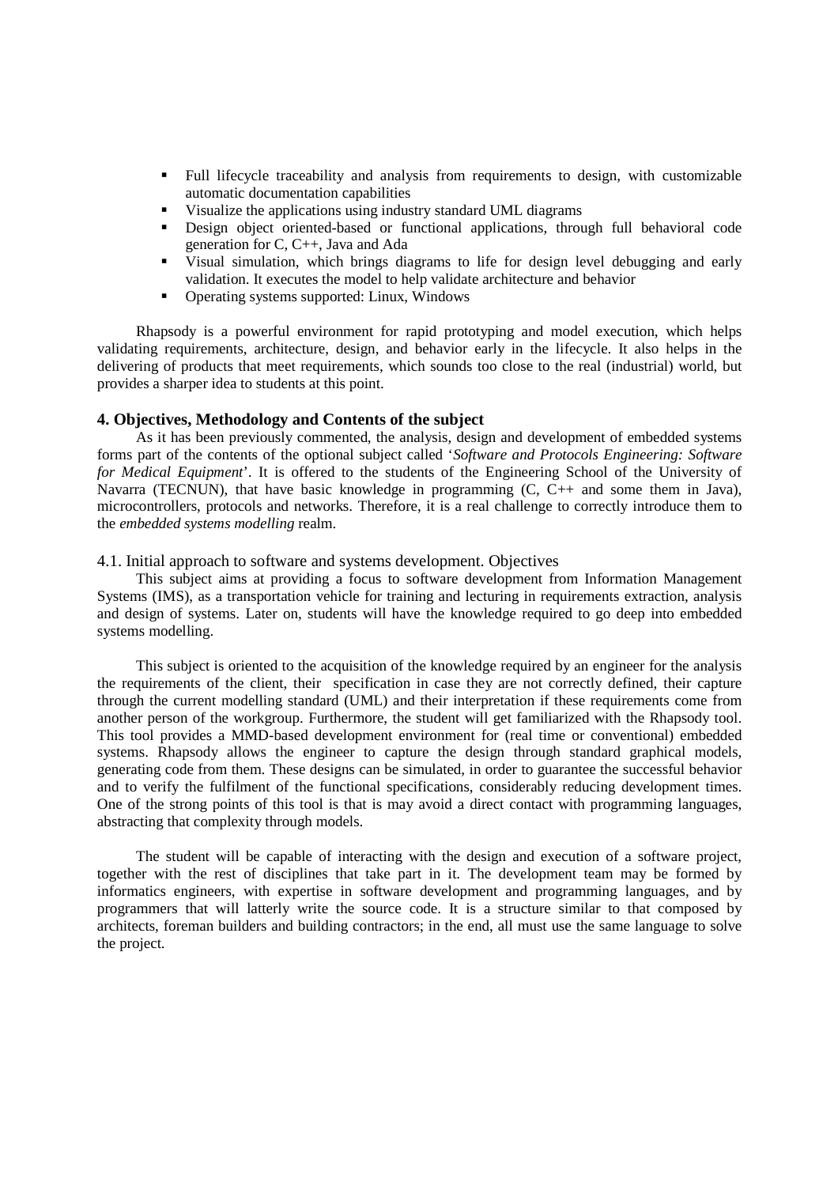- Full lifecycle traceability and analysis from requirements to design, with customizable automatic documentation capabilities
- Visualize the applications using industry standard UML diagrams
- Design object oriented-based or functional applications, through full behavioral code generation for C, C++, Java and Ada
- Visual simulation, which brings diagrams to life for design level debugging and early validation. It executes the model to help validate architecture and behavior
- Operating systems supported: Linux, Windows

Rhapsody is a powerful environment for rapid prototyping and model execution, which helps validating requirements, architecture, design, and behavior early in the lifecycle. It also helps in the delivering of products that meet requirements, which sounds too close to the real (industrial) world, but provides a sharper idea to students at this point.

## 4. Objectives, Methodology and Contents of the subject

As it has been previously commented, the analysis, design and development of embedded systems forms part of the contents of the optional subject called '*Software and Protocols Engineering: Software for Medical Equipment*'. It is offered to the students of the Engineering School of the University of Navarra (TECNUN), that have basic knowledge in programming (C, C++ and some them in Java), microcontrollers, protocols and networks. Therefore, it is a real challenge to correctly introduce them to the *embedded systems modelling* realm.

### 4.1. Initial approach to software and systems development. Objectives

This subject aims at providing a focus to software development from Information Management Systems (IMS), as a transportation vehicle for training and lecturing in requirements extraction, analysis and design of systems. Later on, students will have the knowledge required to go deep into embedded systems modelling.

This subject is oriented to the acquisition of the knowledge required by an engineer for the analysis the requirements of the client, their specification in case they are not correctly defined, their capture through the current modelling standard (UML) and their interpretation if these requirements come from another person of the workgroup. Furthermore, the student will get familiarized with the Rhapsody tool. This tool provides a MMD-based development environment for (real time or conventional) embedded systems. Rhapsody allows the engineer to capture the design through standard graphical models, generating code from them. These designs can be simulated, in order to guarantee the successful behavior and to verify the fulfilment of the functional specifications, considerably reducing development times. One of the strong points of this tool is that is may avoid a direct contact with programming languages, abstracting that complexity through models.

The student will be capable of interacting with the design and execution of a software project, together with the rest of disciplines that take part in it. The development team may be formed by informatics engineers, with expertise in software development and programming languages, and by programmers that will latterly write the source code. It is a structure similar to that composed by architects, foreman builders and building contractors; in the end, all must use the same language to solve the project.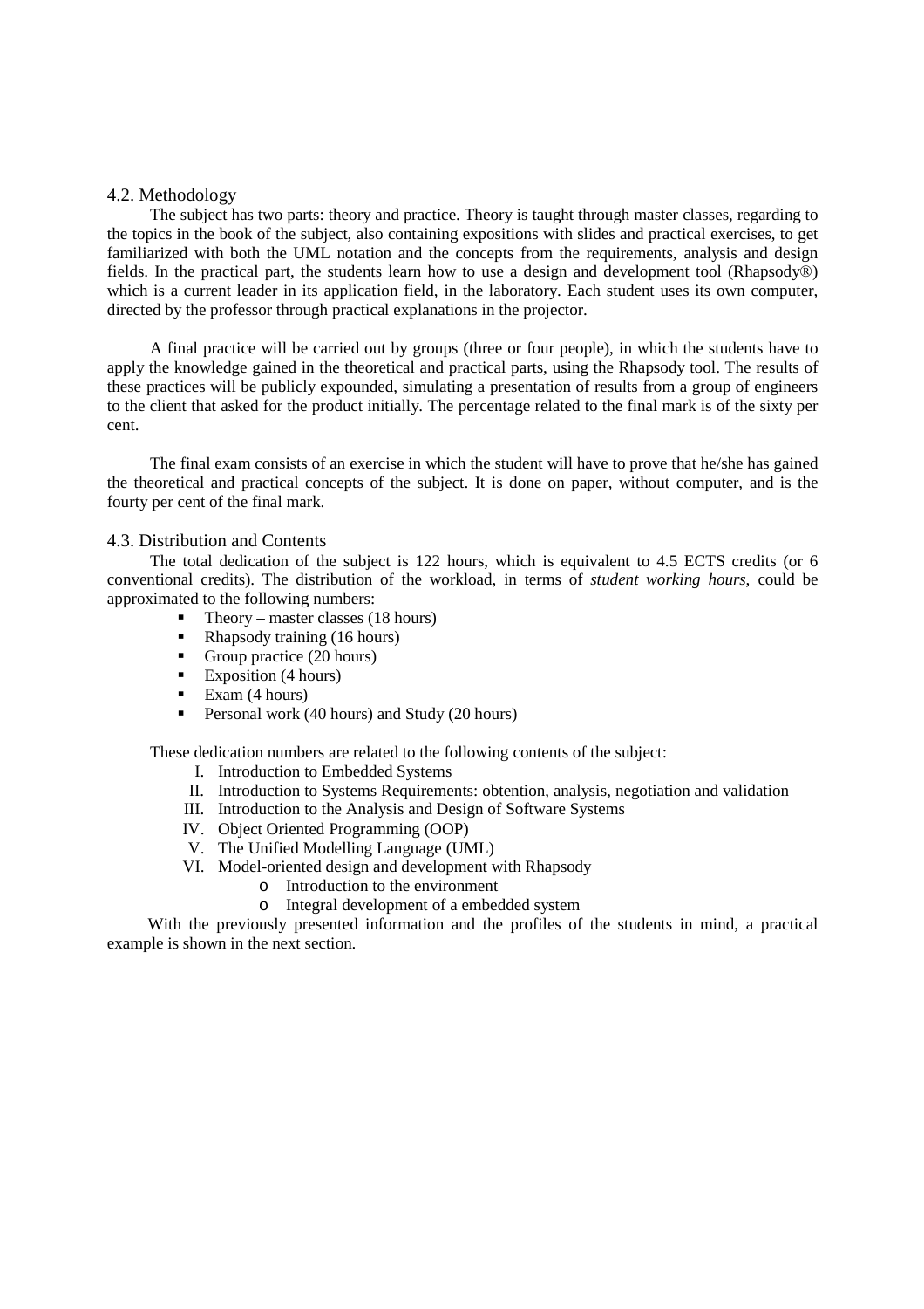### 4.2. Methodology

The subject has two parts: theory and practice. Theory is taught through master classes, regarding to the topics in the book of the subject, also containing expositions with slides and practical exercises, to get familiarized with both the UML notation and the concepts from the requirements, analysis and design fields. In the practical part, the students learn how to use a design and development tool (Rhapsody®) which is a current leader in its application field, in the laboratory. Each student uses its own computer, directed by the professor through practical explanations in the projector.

A final practice will be carried out by groups (three or four people), in which the students have to apply the knowledge gained in the theoretical and practical parts, using the Rhapsody tool. The results of these practices will be publicly expounded, simulating a presentation of results from a group of engineers to the client that asked for the product initially. The percentage related to the final mark is of the sixty per cent.

The final exam consists of an exercise in which the student will have to prove that he/she has gained the theoretical and practical concepts of the subject. It is done on paper, without computer, and is the fourty per cent of the final mark.

### 4.3. Distribution and Contents

The total dedication of the subject is 122 hours, which is equivalent to 4.5 ECTS credits (or 6 conventional credits). The distribution of the workload, in terms of *student working hours*, could be approximated to the following numbers:

- Theory – master classes (18 hours)
- Rhapsody training (16 hours)
- Group practice (20 hours)
- Exposition (4 hours)
- Exam (4 hours)
- Personal work (40 hours) and Study (20 hours)

These dedication numbers are related to the following contents of the subject:

I. Introduction to Embedded Systems
II. Introduction to Systems Requirements: obtention, analysis, negotiation and validation
III. Introduction to the Analysis and Design of Software Systems
IV. Object Oriented Programming (OOP)
V. The Unified Modelling Language (UML)
VI. Model-oriented design and development with Rhapsody
   - Introduction to the environment
   - Integral development of a embedded system

With the previously presented information and the profiles of the students in mind, a practical example is shown in the next section.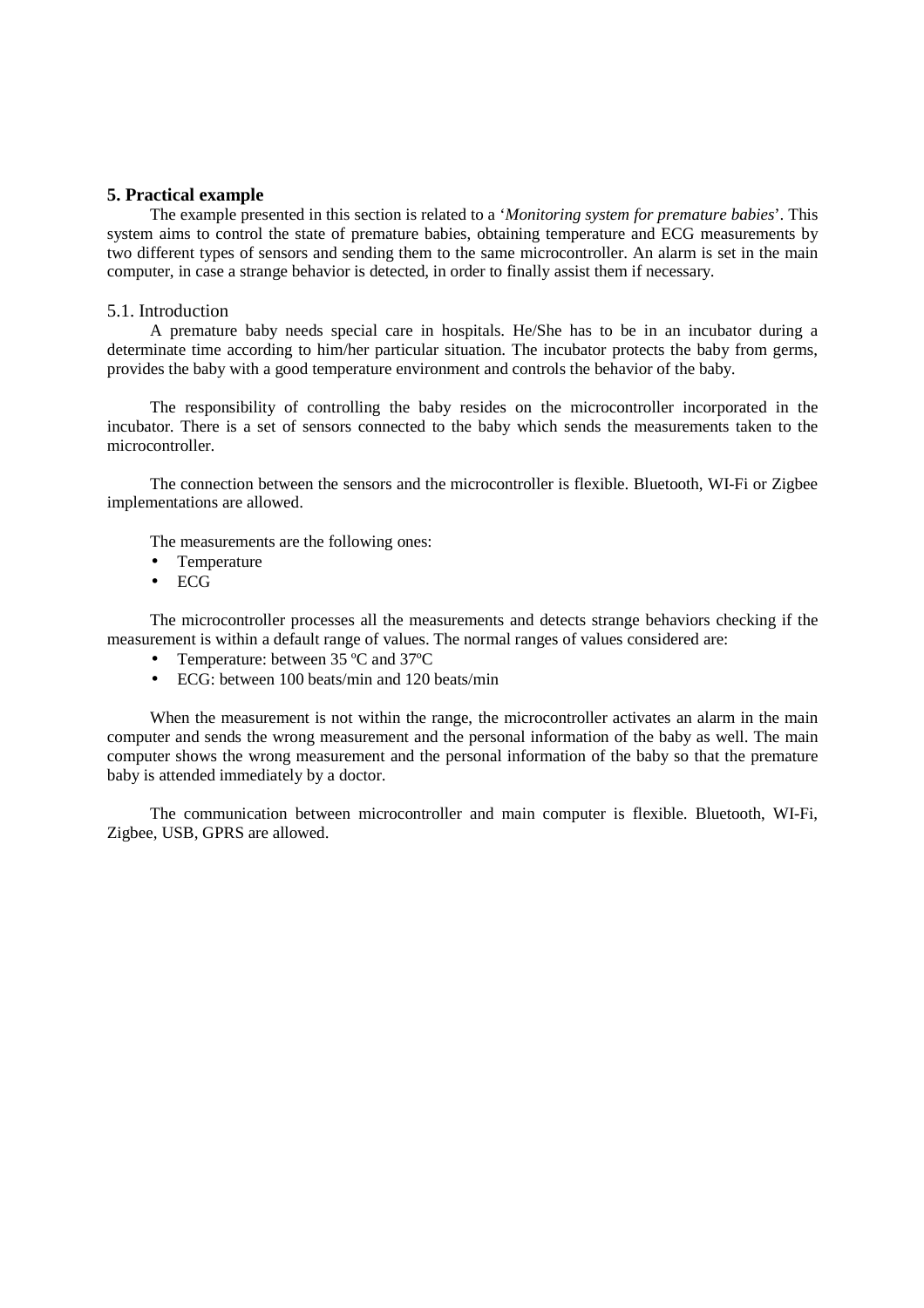## 5. Practical example

The example presented in this section is related to a '*Monitoring system for premature babies*'. This system aims to control the state of premature babies, obtaining temperature and ECG measurements by two different types of sensors and sending them to the same microcontroller. An alarm is set in the main computer, in case a strange behavior is detected, in order to finally assist them if necessary.

### 5.1. Introduction

A premature baby needs special care in hospitals. He/She has to be in an incubator during a determinate time according to him/her particular situation. The incubator protects the baby from germs, provides the baby with a good temperature environment and controls the behavior of the baby.

The responsibility of controlling the baby resides on the microcontroller incorporated in the incubator. There is a set of sensors connected to the baby which sends the measurements taken to the microcontroller.

The connection between the sensors and the microcontroller is flexible. Bluetooth, WI-Fi or Zigbee implementations are allowed.

The measurements are the following ones:

- Temperature
- ECG

The microcontroller processes all the measurements and detects strange behaviors checking if the measurement is within a default range of values. The normal ranges of values considered are:

- Temperature: between 35 ºC and 37ºC
- ECG: between 100 beats/min and 120 beats/min

When the measurement is not within the range, the microcontroller activates an alarm in the main computer and sends the wrong measurement and the personal information of the baby as well. The main computer shows the wrong measurement and the personal information of the baby so that the premature baby is attended immediately by a doctor.

The communication between microcontroller and main computer is flexible. Bluetooth, WI-Fi, Zigbee, USB, GPRS are allowed.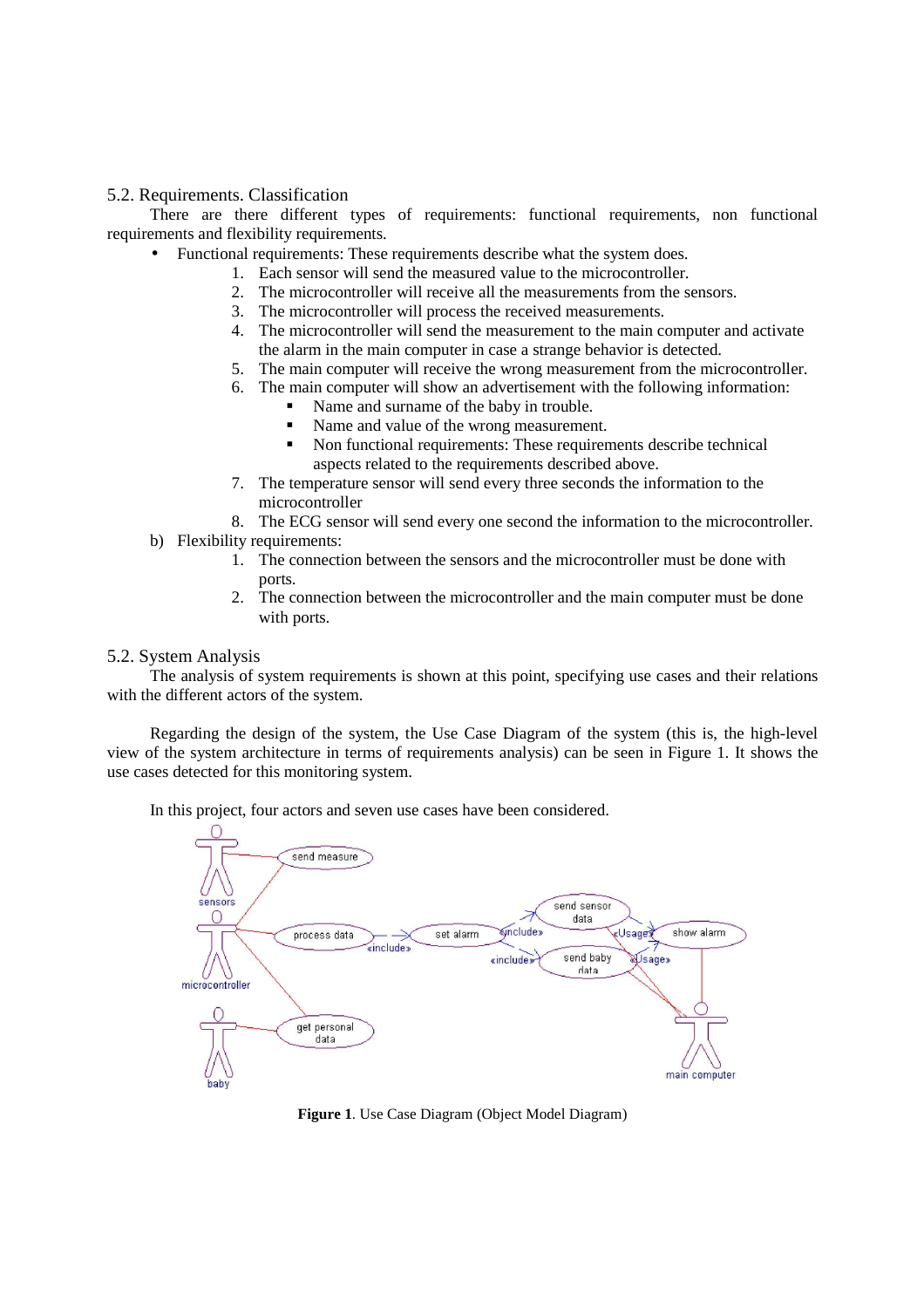5.2. Requirements. Classification

There are there different types of requirements: functional requirements, non functional requirements and flexibility requirements.

- Functional requirements: These requirements describe what the system does.
    1. Each sensor will send the measured value to the microcontroller.
    2. The microcontroller will receive all the measurements from the sensors.
    3. The microcontroller will process the received measurements.
    4. The microcontroller will send the measurement to the main computer and activate the alarm in the main computer in case a strange behavior is detected.
    5. The main computer will receive the wrong measurement from the microcontroller.
    6. The main computer will show an advertisement with the following information:
        - Name and surname of the baby in trouble.
        - Name and value of the wrong measurement.
        - Non functional requirements: These requirements describe technical aspects related to the requirements described above.
    7. The temperature sensor will send every three seconds the information to the microcontroller
    8. The ECG sensor will send every one second the information to the microcontroller.

b) Flexibility requirements:
    1. The connection between the sensors and the microcontroller must be done with ports.
    2. The connection between the microcontroller and the main computer must be done with ports.

5.2. System Analysis

The analysis of system requirements is shown at this point, specifying use cases and their relations with the different actors of the system.

Regarding the design of the system, the Use Case Diagram of the system (this is, the high-level view of the system architecture in terms of requirements analysis) can be seen in Figure 1. It shows the use cases detected for this monitoring system.

In this project, four actors and seven use cases have been considered.

**Figure 1**. Use Case Diagram (Object Model Diagram)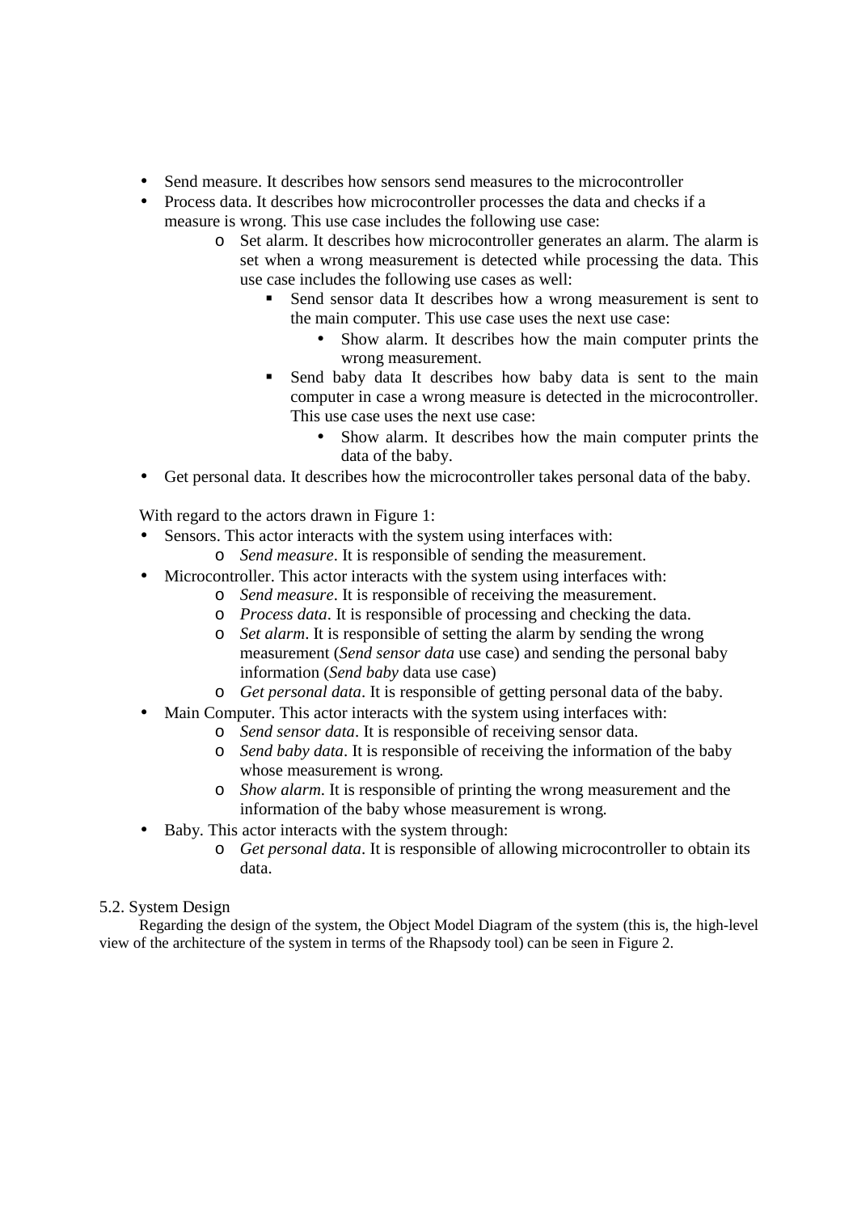- Send measure. It describes how sensors send measures to the microcontroller
- Process data. It describes how microcontroller processes the data and checks if a measure is wrong. This use case includes the following use case:
  - Set alarm. It describes how microcontroller generates an alarm. The alarm is set when a wrong measurement is detected while processing the data. This use case includes the following use cases as well:
    - Send sensor data It describes how a wrong measurement is sent to the main computer. This use case uses the next use case:
      - Show alarm. It describes how the main computer prints the wrong measurement.
    - Send baby data It describes how baby data is sent to the main computer in case a wrong measure is detected in the microcontroller. This use case uses the next use case:
      - Show alarm. It describes how the main computer prints the data of the baby.
- Get personal data. It describes how the microcontroller takes personal data of the baby.

With regard to the actors drawn in Figure 1:

- Sensors. This actor interacts with the system using interfaces with:
  - *Send measure*. It is responsible of sending the measurement.
- Microcontroller. This actor interacts with the system using interfaces with:
  - *Send measure*. It is responsible of receiving the measurement.
  - *Process data*. It is responsible of processing and checking the data.
  - *Set alarm*. It is responsible of setting the alarm by sending the wrong measurement (*Send sensor data* use case) and sending the personal baby information (*Send baby* data use case)
  - *Get personal data*. It is responsible of getting personal data of the baby.
- Main Computer. This actor interacts with the system using interfaces with:
  - *Send sensor data*. It is responsible of receiving sensor data.
  - *Send baby data*. It is responsible of receiving the information of the baby whose measurement is wrong.
  - *Show alarm*. It is responsible of printing the wrong measurement and the information of the baby whose measurement is wrong.
- Baby. This actor interacts with the system through:
  - *Get personal data*. It is responsible of allowing microcontroller to obtain its data.

## 5.2. System Design

Regarding the design of the system, the Object Model Diagram of the system (this is, the high-level view of the architecture of the system in terms of the Rhapsody tool) can be seen in Figure 2.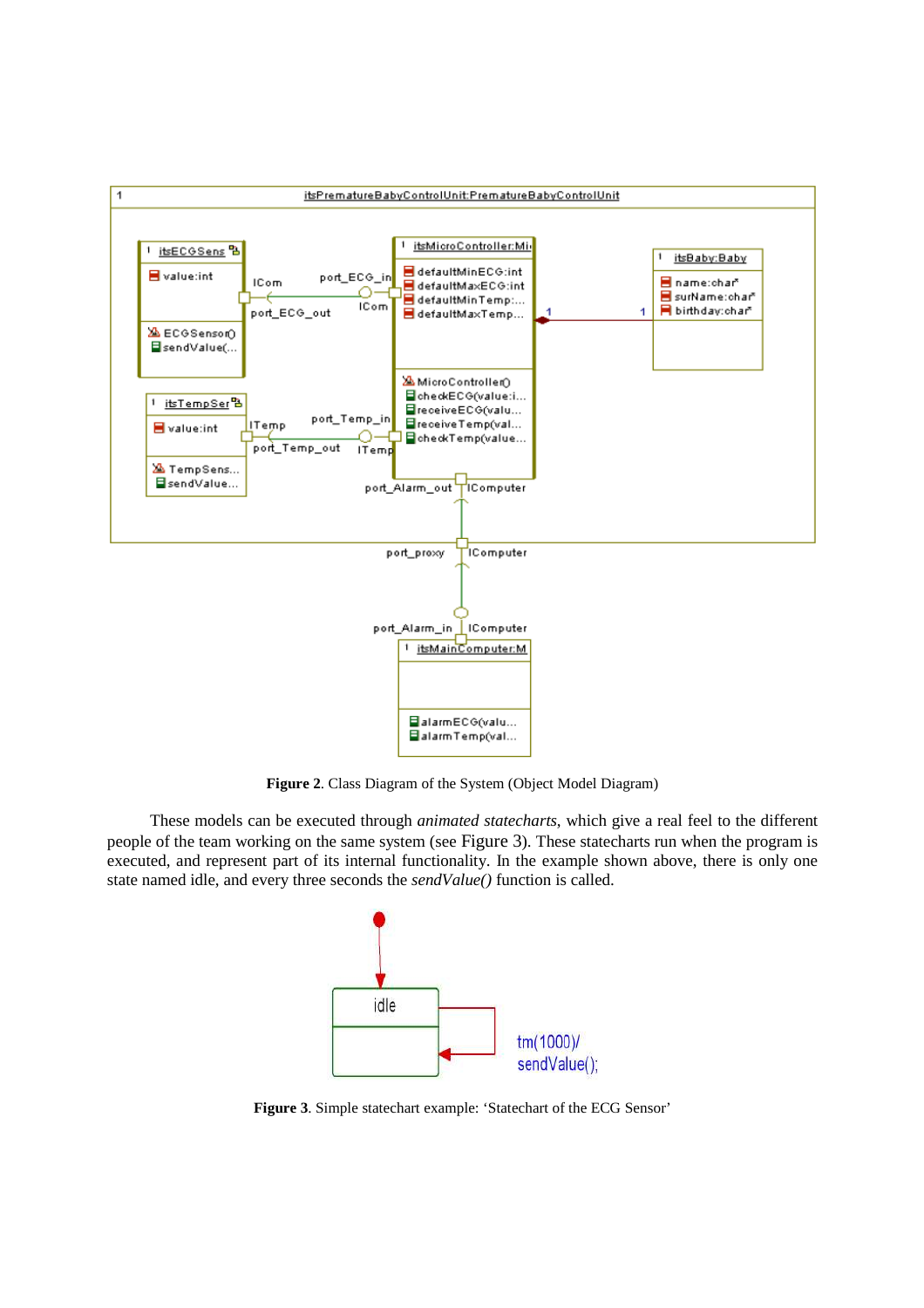**Figure 2**. Class Diagram of the System (Object Model Diagram)

These models can be executed through *animated statecharts*, which give a real feel to the different people of the team working on the same system (see Figure 3). These statecharts run when the program is executed, and represent part of its internal functionality. In the example shown above, there is only one state named idle, and every three seconds the *sendValue()* function is called.

**Figure 3**. Simple statechart example: 'Statechart of the ECG Sensor'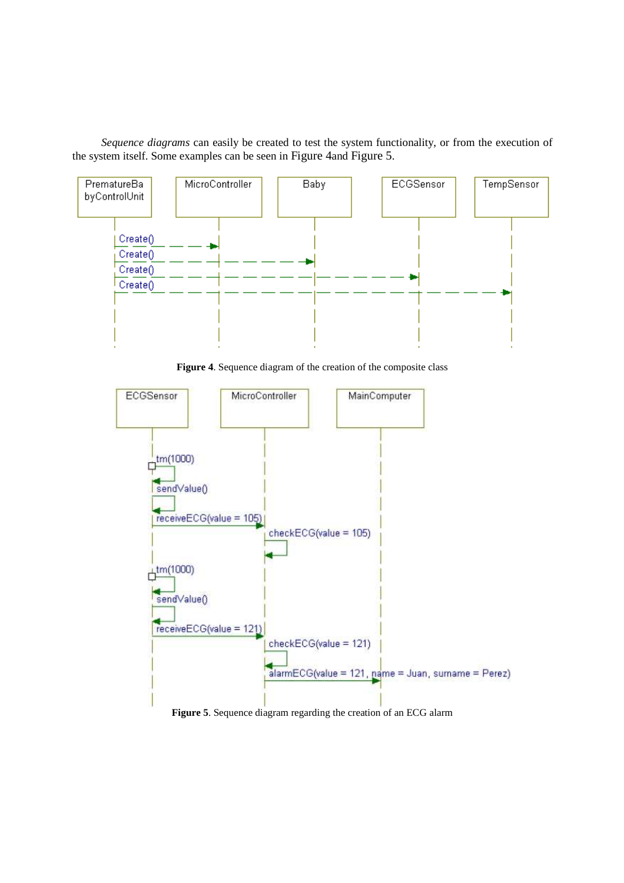*Sequence diagrams* can easily be created to test the system functionality, or from the execution of the system itself. Some examples can be seen in Figure 4and Figure 5.

**Figure 4**. Sequence diagram of the creation of the composite class

**Figure 5**. Sequence diagram regarding the creation of an ECG alarm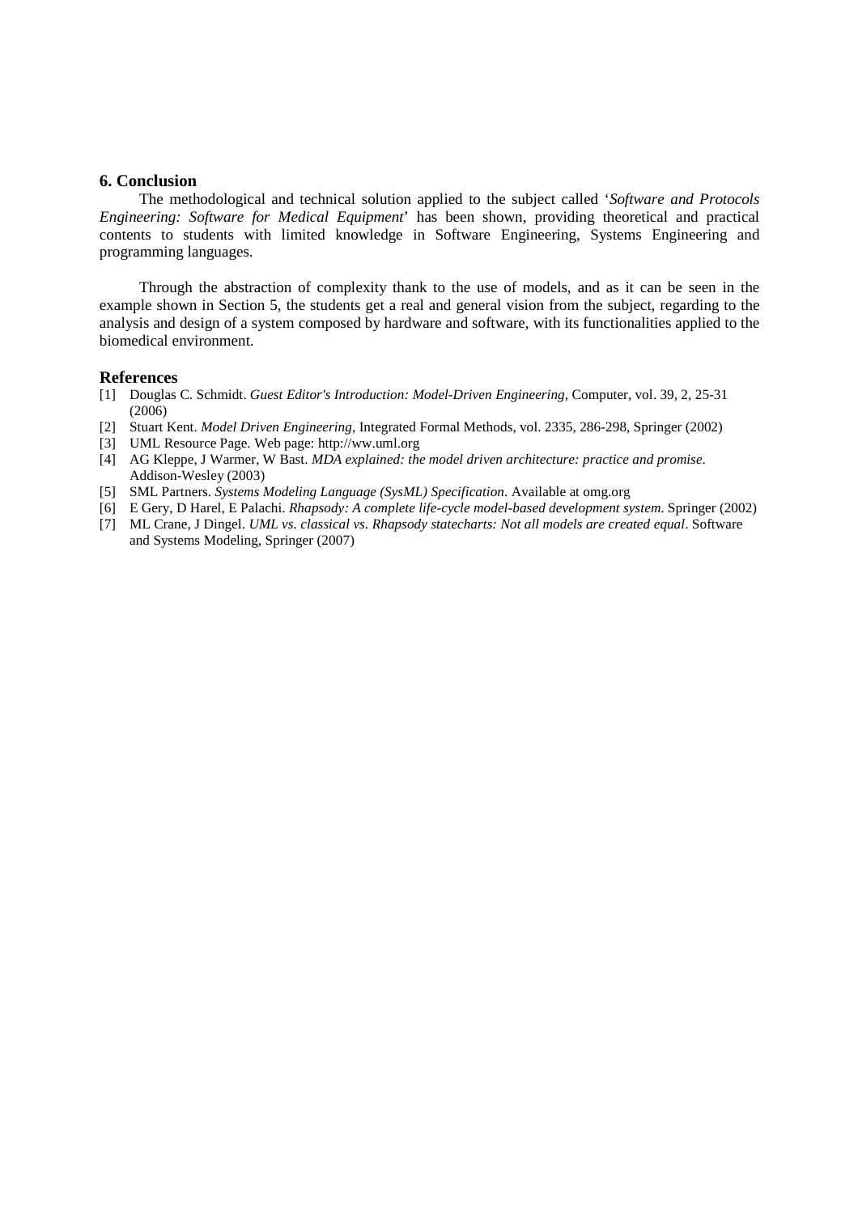## 6. Conclusion

The methodological and technical solution applied to the subject called '*Software and Protocols Engineering: Software for Medical Equipment*' has been shown, providing theoretical and practical contents to students with limited knowledge in Software Engineering, Systems Engineering and programming languages.

Through the abstraction of complexity thank to the use of models, and as it can be seen in the example shown in Section 5, the students get a real and general vision from the subject, regarding to the analysis and design of a system composed by hardware and software, with its functionalities applied to the biomedical environment.

## References

[1] Douglas C. Schmidt. *Guest Editor's Introduction: Model-Driven Engineering*, Computer, vol. 39, 2, 25-31 (2006)

[2] Stuart Kent. *Model Driven Engineering*, Integrated Formal Methods, vol. 2335, 286-298, Springer (2002)

[3] UML Resource Page. Web page: http://ww.uml.org

[4] AG Kleppe, J Warmer, W Bast. *MDA explained: the model driven architecture: practice and promise*. Addison-Wesley (2003)

[5] SML Partners. *Systems Modeling Language (SysML) Specification*. Available at omg.org

[6] E Gery, D Harel, E Palachi. *Rhapsody: A complete life-cycle model-based development system*. Springer (2002)

[7] ML Crane, J Dingel. *UML vs. classical vs. Rhapsody statecharts: Not all models are created equal*. Software and Systems Modeling, Springer (2007)